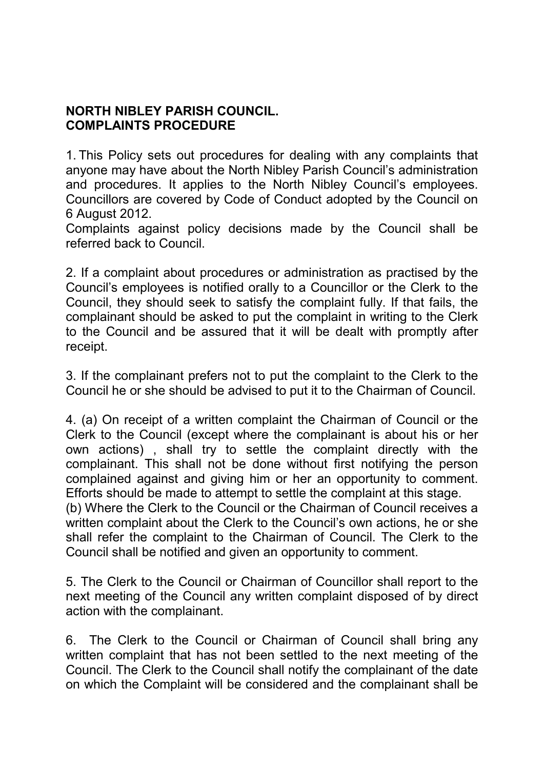**NORTH NIBLEY PARISH COUNCIL.**
**COMPLAINTS PROCEDURE**

1. This Policy sets out procedures for dealing with any complaints that anyone may have about the North Nibley Parish Council's administration and procedures. It applies to the North Nibley Council's employees. Councillors are covered by Code of Conduct adopted by the Council on 6 August 2012.

Complaints against policy decisions made by the Council shall be referred back to Council.

2. If a complaint about procedures or administration as practised by the Council's employees is notified orally to a Councillor or the Clerk to the Council, they should seek to satisfy the complaint fully. If that fails, the complainant should be asked to put the complaint in writing to the Clerk to the Council and be assured that it will be dealt with promptly after receipt.

3. If the complainant prefers not to put the complaint to the Clerk to the Council he or she should be advised to put it to the Chairman of Council.

4. (a) On receipt of a written complaint the Chairman of Council or the Clerk to the Council (except where the complainant is about his or her own actions) , shall try to settle the complaint directly with the complainant. This shall not be done without first notifying the person complained against and giving him or her an opportunity to comment. Efforts should be made to attempt to settle the complaint at this stage.
(b) Where the Clerk to the Council or the Chairman of Council receives a written complaint about the Clerk to the Council's own actions, he or she shall refer the complaint to the Chairman of Council. The Clerk to the Council shall be notified and given an opportunity to comment.

5. The Clerk to the Council or Chairman of Councillor shall report to the next meeting of the Council any written complaint disposed of by direct action with the complainant.

6. The Clerk to the Council or Chairman of Council shall bring any written complaint that has not been settled to the next meeting of the Council. The Clerk to the Council shall notify the complainant of the date on which the Complaint will be considered and the complainant shall be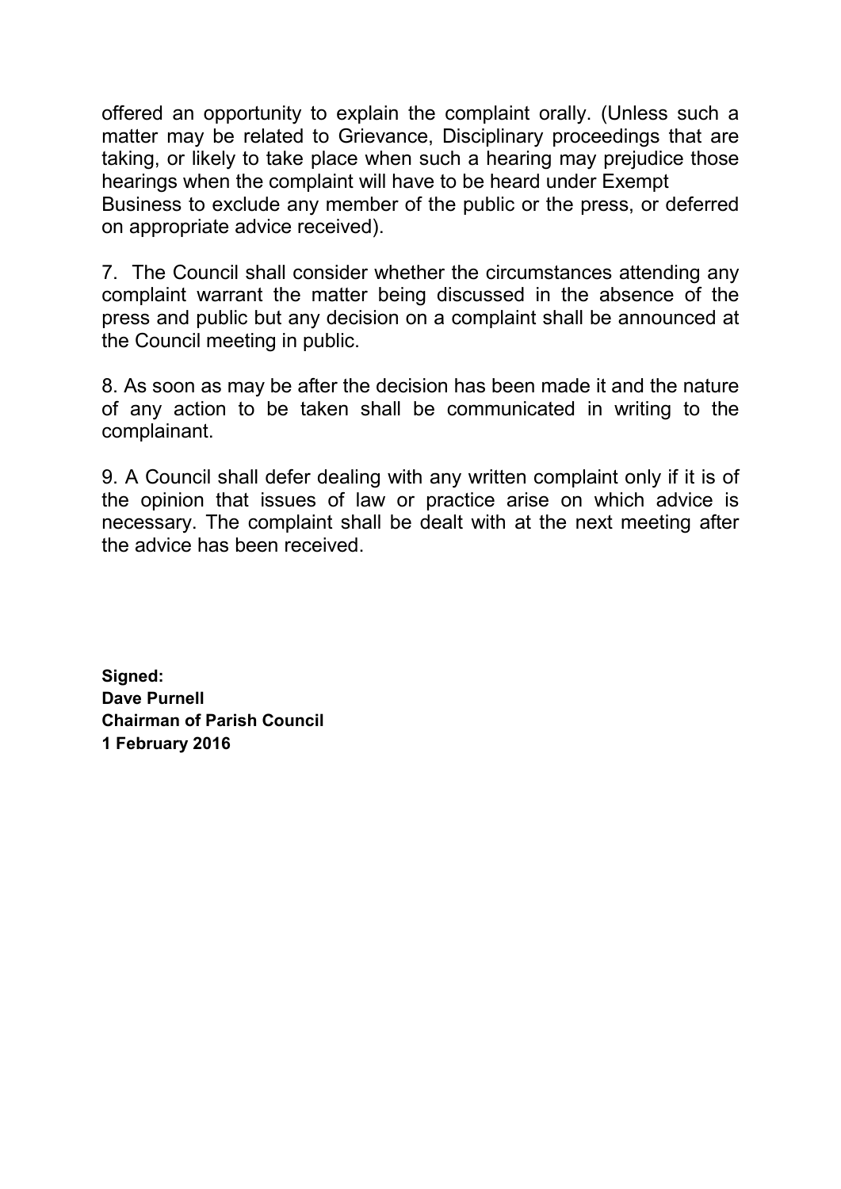offered an opportunity to explain the complaint orally. (Unless such a matter may be related to Grievance, Disciplinary proceedings that are taking, or likely to take place when such a hearing may prejudice those hearings when the complaint will have to be heard under Exempt Business to exclude any member of the public or the press, or deferred on appropriate advice received).

7. The Council shall consider whether the circumstances attending any complaint warrant the matter being discussed in the absence of the press and public but any decision on a complaint shall be announced at the Council meeting in public.

8. As soon as may be after the decision has been made it and the nature of any action to be taken shall be communicated in writing to the complainant.

9. A Council shall defer dealing with any written complaint only if it is of the opinion that issues of law or practice arise on which advice is necessary. The complaint shall be dealt with at the next meeting after the advice has been received.

**Signed:**
**Dave Purnell**
**Chairman of Parish Council**
**1 February 2016**